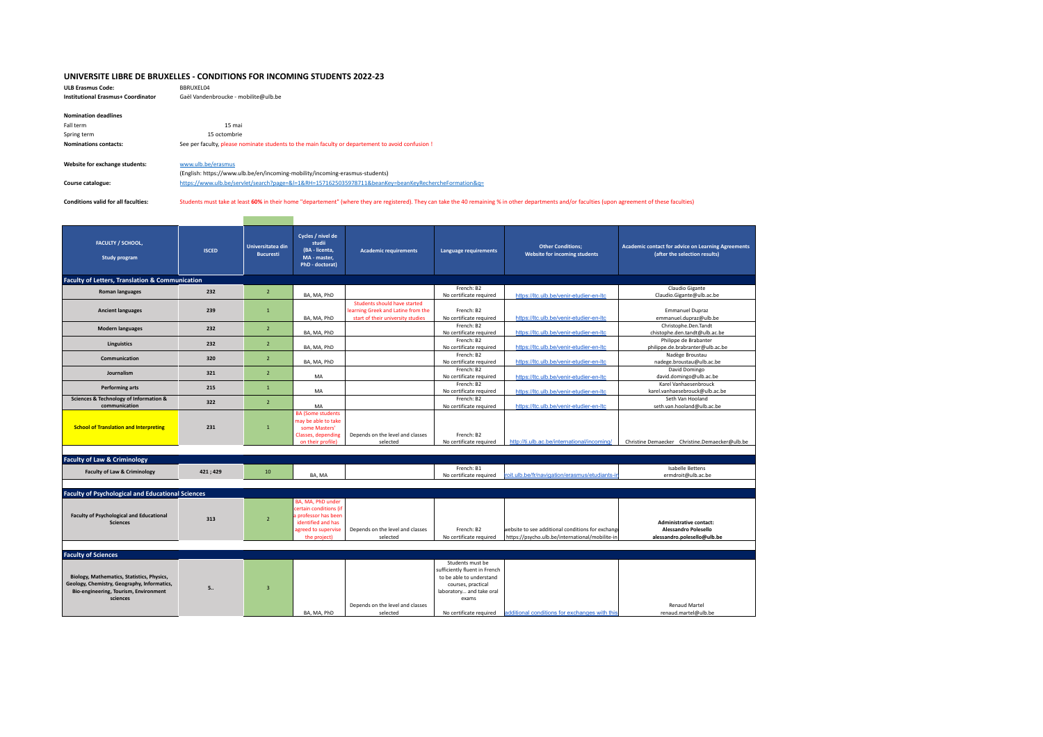# UNIVERSITE LIBRE DE BRUXELLES - CONDITIONS FOR INCOMING STUDENTS 2022-23

**ULB Erasmus Code:** BBRUXEL04
**Institutional Erasmus+ Coordinator** Gaël Vandenbroucke - mobilite@ulb.be

**Nomination deadlines**

Fall term 15 mai
Spring term 15 octombrie
**Nominations contacts:** See per faculty, please nominate students to the main faculty or departement to avoid confusion !

**Website for exchange students:** www.ulb.be/erasmus
(English: https://www.ulb.be/en/incoming-mobility/incoming-erasmus-students)
**Course catalogue:** https://www.ulb.be/servlet/search?page=&l=1&RH=1571625035978711&beanKey=beanKeyRechercheFormation&q=

**Conditions valid for all faculties:** Students must take at least **60%** in their home "departement" (where they are registered). They can take the 40 remaining % in other departments and/or faculties (upon agreement of these faculties)

| FACULTY / SCHOOL, Study program | ISCED | Universitatea din Bucuresti | Cycles / nivel de studii (BA - licenta, MA - master, PhD - doctorat) | Academic requirements | Language requirements | Other Conditions; Website for incoming students | Academic contact for advice on Learning Agreements (after the selection results) |
|---|---|---|---|---|---|---|---|
| **Faculty of Letters, Translation & Communication** | | | | | | | |
| **Roman languages** | 232 | 2 | BA, MA, PhD | | French: B2 No certificate required | https://ltc.ulb.be/venir-etudier-en-ltc | Claudio Gigante Claudio.Gigante@ulb.ac.be |
| **Ancient languages** | 239 | 1 | BA, MA, PhD | Students should have started learning Greek and Latine from the start of their university studies | French: B2 No certificate required | https://ltc.ulb.be/venir-etudier-en-ltc | Emmanuel Dupraz emmanuel.dupraz@ulb.be |
| **Modern languages** | 232 | 2 | BA, MA, PhD | | French: B2 No certificate required | https://ltc.ulb.be/venir-etudier-en-ltc | Christophe.Den.Tandt chistophe.den.tandt@ulb.ac.be |
| **Linguistics** | 232 | 2 | BA, MA, PhD | | French: B2 No certificate required | https://ltc.ulb.be/venir-etudier-en-ltc | Philippe de Brabanter philippe.de.brabranter@ulb.ac.be |
| **Communication** | 320 | 2 | BA, MA, PhD | | French: B2 No certificate required | https://ltc.ulb.be/venir-etudier-en-ltc | Nadège Broustau nadege.broustau@ulb.ac.be |
| **Journalism** | 321 | 2 | MA | | French: B2 No certificate required | https://ltc.ulb.be/venir-etudier-en-ltc | David Domingo david.domingo@ulb.ac.be |
| **Performing arts** | 215 | 1 | MA | | French: B2 No certificate required | https://ltc.ulb.be/venir-etudier-en-ltc | Karel Vanhaesenbrouck karel.vanhaesebrouck@ulb.ac.be |
| **Sciences & Technology of Information & communication** | 322 | 2 | MA | | French: B2 No certificate required | https://ltc.ulb.be/venir-etudier-en-ltc | Seth Van Hooland seth.van.hooland@ulb.ac.be |
| **School of Translation and Interpreting** | 231 | 1 | BA (Some students may be able to take some Masters' Classes, depending on their profile) | Depends on the level and classes selected | French: B2 No certificate required | http://ti.ulb.ac.be/international/incoming/ | Christine Demaecker Christine.Demaecker@ulb.be |
| **Faculty of Law & Criminology** | | | | | | | |
| **Faculty of Law & Criminology** | 421 ; 429 | 10 | BA, MA | | French: B1 No certificate required | roit.ulb.be/fr/navigation/erasmus/etudiants-in | Isabelle Bettens ermdroit@ulb.ac.be |
| **Faculty of Psychological and Educational Sciences** | | | | | | | |
| **Faculty of Psychological and Educational Sciences** | 313 | 2 | BA, MA, PhD under certain conditions (if a professor has been identified and has agreed to supervise the project) | Depends on the level and classes selected | French: B2 No certificate required | website to see additional conditions for exchang https://psycho.ulb.be/international/mobilite-in | **Administrative contact: Alessandro Polesello alessandro.polesello@ulb.be** |
| **Faculty of Sciences** | | | | | | | |
| **Biology, Mathematics, Statistics, Physics, Geology, Chemistry, Geography, Informatics, Bio-engineering, Tourism, Environment sciences** | 5.. | 3 | BA, MA, PhD | Depends on the level and classes selected | Students must be sufficiently fluent in French to be able to understand courses, practical laboratory... and take oral exams No certificate required | additional conditions for exchanges with this | Renaud Martel renaud.martel@ulb.be |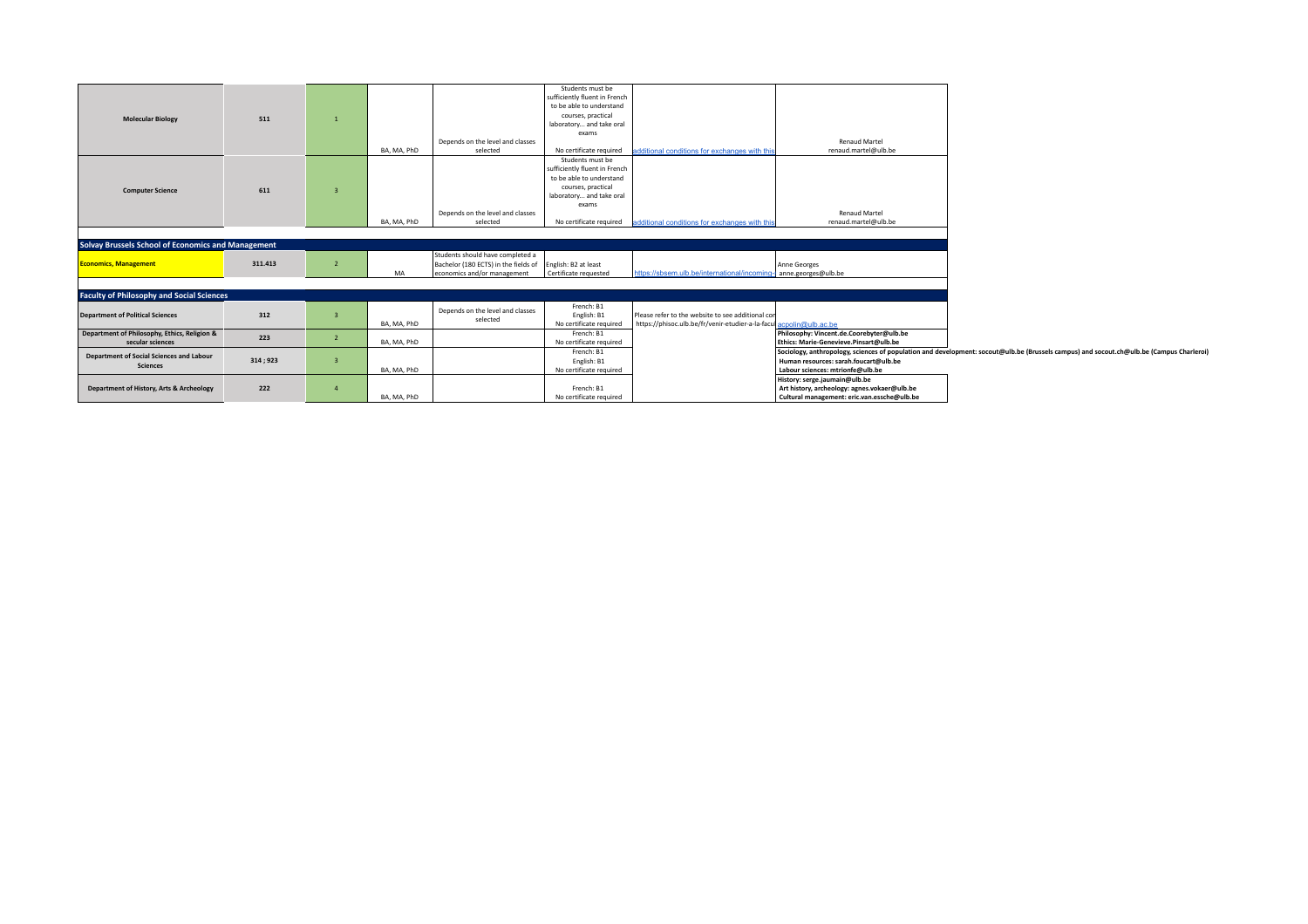| | | | | | | | |
|---|---|---|---|---|---|---|---|
| **Molecular Biology** | **511** | 1 | BA, MA, PhD | Depends on the level and classes selected | Students must be sufficiently fluent in French to be able to understand courses, practical laboratory... and take oral exams No certificate required | additional conditions for exchanges with this | Renaud Martel renaud.martel@ulb.be |
| **Computer Science** | **611** | 3 | BA, MA, PhD | Depends on the level and classes selected | Students must be sufficiently fluent in French to be able to understand courses, practical laboratory... and take oral exams No certificate required | additional conditions for exchanges with this | Renaud Martel renaud.martel@ulb.be |
| **Solvay Brussels School of Economics and Management** | | | | | | | |
| **Economics, Management** | **311.413** | 2 | MA | Students should have completed a Bachelor (180 ECTS) in the fields of economics and/or management | English: B2 at least Certificate requested | https://sbsem.ulb.be/international/incoming- | Anne Georges anne.georges@ulb.be |
| **Faculty of Philosophy and Social Sciences** | | | | | | | |
| **Department of Political Sciences** | **312** | 3 | BA, MA, PhD | Depends on the level and classes selected | French: B1 English: B1 No certificate required | Please refer to the website to see additional con https://phisoc.ulb.be/fr/venir-etudier-a-la-facul | acpolin@ulb.ac.be |
| **Department of Philosophy, Ethics, Religion & secular sciences** | **223** | 2 | BA, MA, PhD | | French: B1 No certificate required | | **Philosophy: Vincent.de.Coorebyter@ulb.be** **Ethics: Marie-Genevieve.Pinsart@ulb.be** |
| **Department of Social Sciences and Labour Sciences** | **314 ; 923** | 3 | BA, MA, PhD | | French: B1 English: B1 No certificate required | | **Sociology, anthropology, sciences of population and development: socout@ulb.be (Brussels campus) and socout.ch@ulb.be (Campus Charleroi)** **Human resources: sarah.foucart@ulb.be** **Labour sciences: mtrionfe@ulb.be** |
| **Department of History, Arts & Archeology** | **222** | 4 | BA, MA, PhD | | French: B1 No certificate required | | **History: serge.jaumain@ulb.be** **Art history, archeology: agnes.vokaer@ulb.be** **Cultural management: eric.van.essche@ulb.be** |